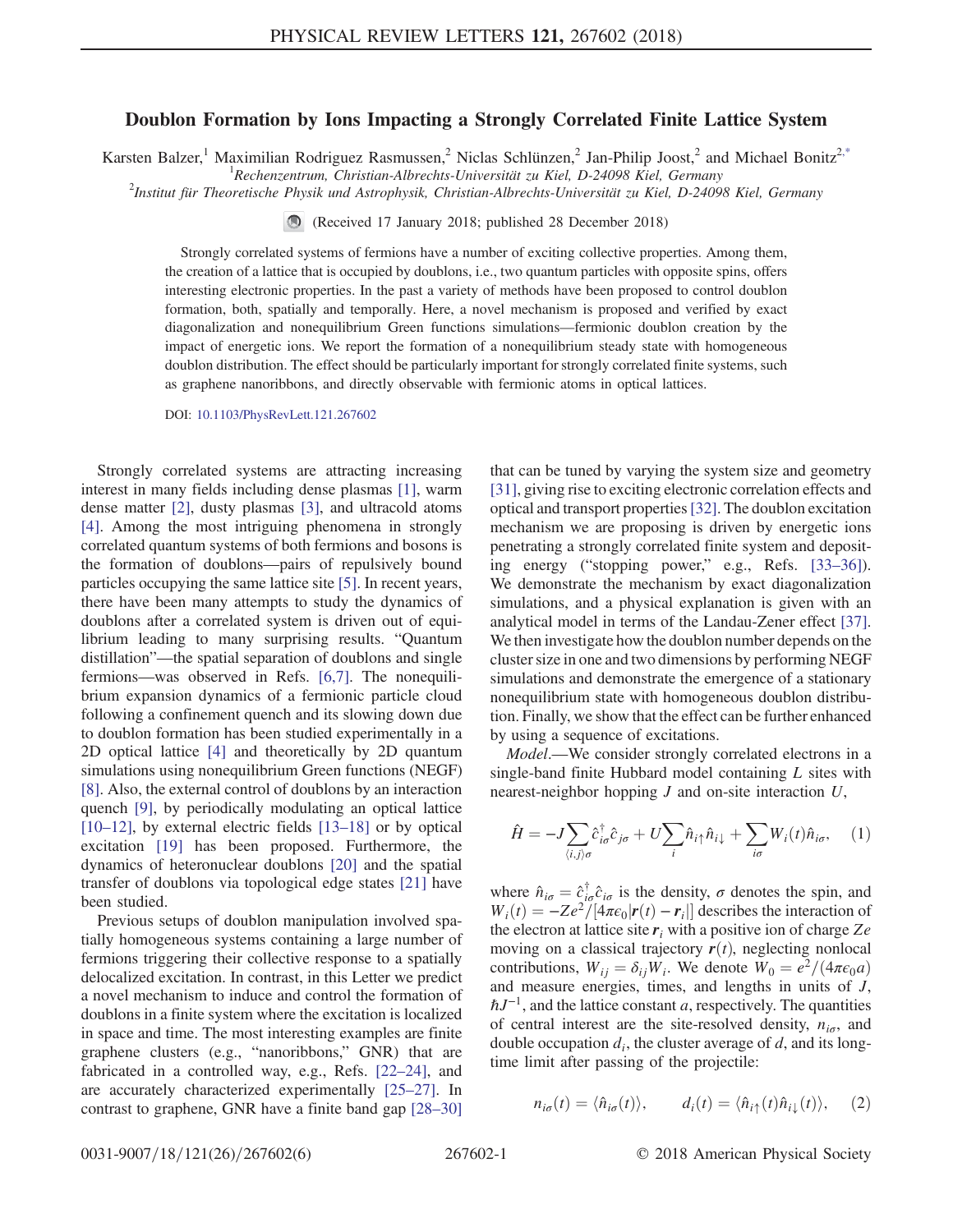# Doublon Formation by Ions Impacting a Strongly Correlated Finite Lattice System

Karsten Balzer,[1] Maximilian Rodriguez Rasmussen,[2] Niclas Schlünzen,[2] Jan-Philip Joost,[2] and Michael Bonitz[2,*]

[1]Rechenzentrum, Christian-Albrechts-Universität zu Kiel, D-24098 Kiel, Germany

[2]Institut für Theoretische Physik und Astrophysik, Christian-Albrechts-Universität zu Kiel, D-24098 Kiel, Germany

(Received 17 January 2018; published 28 December 2018)

Strongly correlated systems of fermions have a number of exciting collective properties. Among them, the creation of a lattice that is occupied by doublons, i.e., two quantum particles with opposite spins, offers interesting electronic properties. In the past a variety of methods have been proposed to control doublon formation, both, spatially and temporally. Here, a novel mechanism is proposed and verified by exact diagonalization and nonequilibrium Green functions simulations—fermionic doublon creation by the impact of energetic ions. We report the formation of a nonequilibrium steady state with homogeneous doublon distribution. The effect should be particularly important for strongly correlated finite systems, such as graphene nanoribbons, and directly observable with fermionic atoms in optical lattices.

DOI: 10.1103/PhysRevLett.121.267602

Strongly correlated systems are attracting increasing interest in many fields including dense plasmas [1], warm dense matter [2], dusty plasmas [3], and ultracold atoms [4]. Among the most intriguing phenomena in strongly correlated quantum systems of both fermions and bosons is the formation of doublons—pairs of repulsively bound particles occupying the same lattice site [5]. In recent years, there have been many attempts to study the dynamics of doublons after a correlated system is driven out of equilibrium leading to many surprising results. "Quantum distillation"—the spatial separation of doublons and single fermions—was observed in Refs. [6,7]. The nonequilibrium expansion dynamics of a fermionic particle cloud following a confinement quench and its slowing down due to doublon formation has been studied experimentally in a 2D optical lattice [4] and theoretically by 2D quantum simulations using nonequilibrium Green functions (NEGF) [8]. Also, the external control of doublons by an interaction quench [9], by periodically modulating an optical lattice [10–12], by external electric fields [13–18] or by optical excitation [19] has been proposed. Furthermore, the dynamics of heteronuclear doublons [20] and the spatial transfer of doublons via topological edge states [21] have been studied.

Previous setups of doublon manipulation involved spatially homogeneous systems containing a large number of fermions triggering their collective response to a spatially delocalized excitation. In contrast, in this Letter we predict a novel mechanism to induce and control the formation of doublons in a finite system where the excitation is localized in space and time. The most interesting examples are finite graphene clusters (e.g., "nanoribbons," GNR) that are fabricated in a controlled way, e.g., Refs. [22–24], and are accurately characterized experimentally [25–27]. In contrast to graphene, GNR have a finite band gap [28–30] that can be tuned by varying the system size and geometry [31], giving rise to exciting electronic correlation effects and optical and transport properties [32]. The doublon excitation mechanism we are proposing is driven by energetic ions penetrating a strongly correlated finite system and depositing energy ("stopping power," e.g., Refs. [33–36]). We demonstrate the mechanism by exact diagonalization simulations, and a physical explanation is given with an analytical model in terms of the Landau-Zener effect [37]. We then investigate how the doublon number depends on the cluster size in one and two dimensions by performing NEGF simulations and demonstrate the emergence of a stationary nonequilibrium state with homogeneous doublon distribution. Finally, we show that the effect can be further enhanced by using a sequence of excitations.

*Model.*—We consider strongly correlated electrons in a single-band finite Hubbard model containing $L$ sites with nearest-neighbor hopping $J$ and on-site interaction $U$,

$$\hat{H} = -J\sum_{\langle i,j\rangle\sigma}\hat{c}^{\dagger}_{i\sigma}\hat{c}_{j\sigma} + U\sum_{i}\hat{n}_{i\uparrow}\hat{n}_{i\downarrow} + \sum_{i\sigma}W_i(t)\hat{n}_{i\sigma}, \quad (1)$$

where $\hat{n}_{i\sigma} = \hat{c}^{\dagger}_{i\sigma}\hat{c}_{i\sigma}$ is the density, $\sigma$ denotes the spin, and $W_i(t) = -Ze^2/[4\pi\epsilon_0|\boldsymbol{r}(t) - \boldsymbol{r}_i|]$ describes the interaction of the electron at lattice site $\boldsymbol{r}_i$ with a positive ion of charge $Ze$ moving on a classical trajectory $\boldsymbol{r}(t)$, neglecting nonlocal contributions, $W_{ij} = \delta_{ij}W_i$. We denote $W_0 = e^2/(4\pi\epsilon_0 a)$ and measure energies, times, and lengths in units of $J$, $\hbar J^{-1}$, and the lattice constant $a$, respectively. The quantities of central interest are the site-resolved density, $n_{i\sigma}$, and double occupation $d_i$, the cluster average of $d$, and its long-time limit after passing of the projectile:

$$n_{i\sigma}(t) = \langle\hat{n}_{i\sigma}(t)\rangle, \qquad d_i(t) = \langle\hat{n}_{i\uparrow}(t)\hat{n}_{i\downarrow}(t)\rangle, \quad (2)$$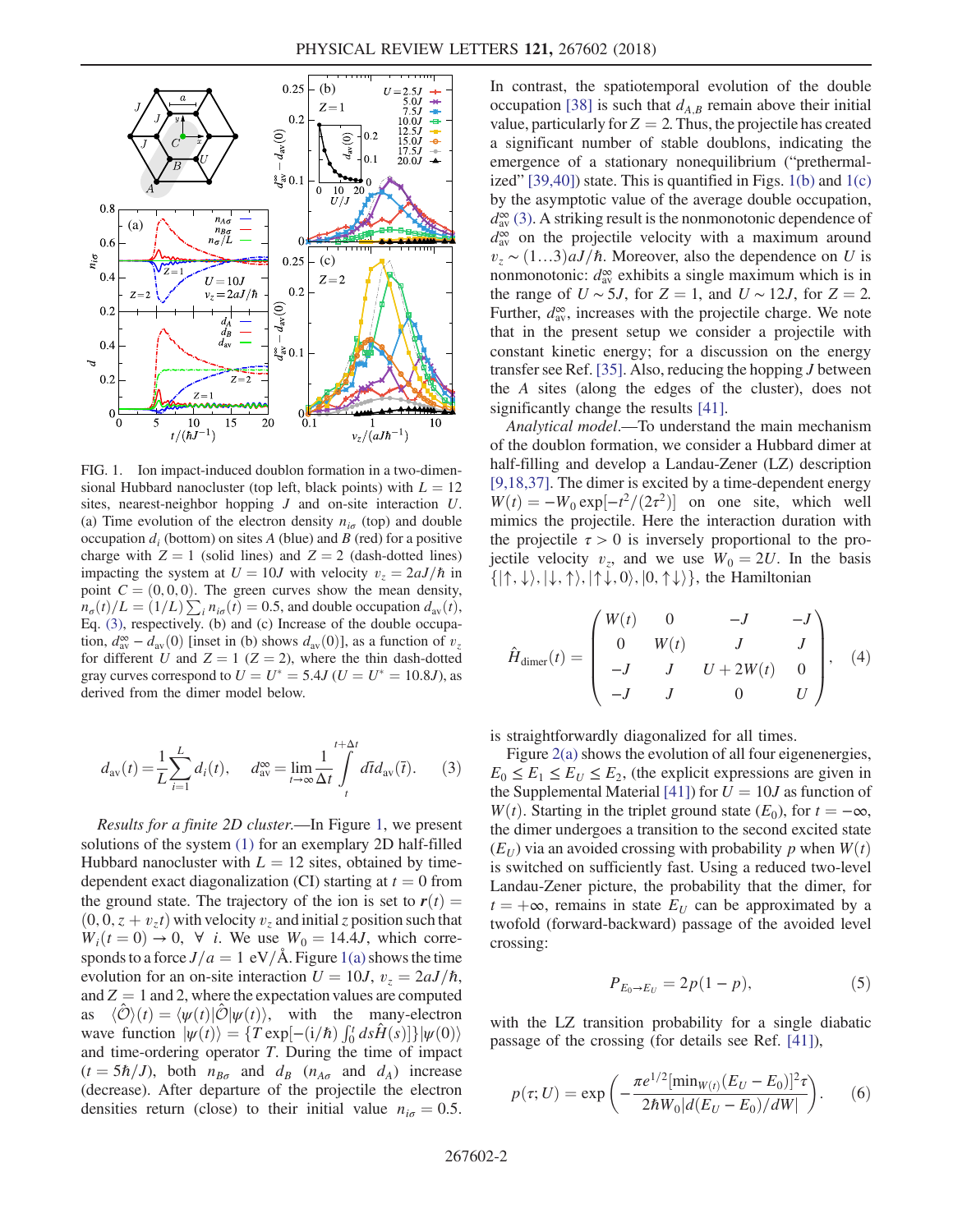FIG. 1. Ion impact-induced doublon formation in a two-dimensional Hubbard nanocluster (top left, black points) with $L = 12$ sites, nearest-neighbor hopping $J$ and on-site interaction $U$. (a) Time evolution of the electron density $n_{i\sigma}$ (top) and double occupation $d_i$ (bottom) on sites $A$ (blue) and $B$ (red) for a positive charge with $Z = 1$ (solid lines) and $Z = 2$ (dash-dotted lines) impacting the system at $U = 10J$ with velocity $v_z = 2aJ/\hbar$ in point $C = (0,0,0)$. The green curves show the mean density, $n_\sigma(t)/L = (1/L)\sum_i n_{i\sigma}(t) = 0.5$, and double occupation $d_{av}(t)$, Eq. (3), respectively. (b) and (c) Increase of the double occupation, $d^\infty_{av} - d_{av}(0)$ [inset in (b) shows $d_{av}(0)$], as a function of $v_z$ for different $U$ and $Z = 1$ ($Z = 2$), where the thin dash-dotted gray curves correspond to $U = U^* = 5.4J$ ($U = U^* = 10.8J$), as derived from the dimer model below.

$$d_{av}(t) = \frac{1}{L}\sum_{i=1}^{L} d_i(t), \qquad d^\infty_{av} = \lim_{t\to\infty}\frac{1}{\Delta t}\int_t^{t+\Delta t} d\bar{t}\, d_{av}(\bar{t}). \tag{3}$$

*Results for a finite 2D cluster.*—In Figure 1, we present solutions of the system (1) for an exemplary 2D half-filled Hubbard nanocluster with $L = 12$ sites, obtained by time-dependent exact diagonalization (CI) starting at $t = 0$ from the ground state. The trajectory of the ion is set to $\boldsymbol{r}(t) = (0, 0, z + v_z t)$ with velocity $v_z$ and initial $z$ position such that $W_i(t = 0) \to 0,\ \forall\ i$. We use $W_0 = 14.4J$, which corresponds to a force $J/a = 1$ eV/Å. Figure 1(a) shows the time evolution for an on-site interaction $U = 10J$, $v_z = 2aJ/\hbar$, and $Z = 1$ and 2, where the expectation values are computed as $\langle\hat{\mathcal{O}}\rangle(t) = \langle\psi(t)|\hat{\mathcal{O}}|\psi(t)\rangle$, with the many-electron wave function $|\psi(t)\rangle = \{T\exp[-(i/\hbar)\int_0^t ds\hat{H}(s)]\}|\psi(0)\rangle$ and time-ordering operator $T$. During the time of impact ($t = 5\hbar/J$), both $n_{B\sigma}$ and $d_B$ ($n_{A\sigma}$ and $d_A$) increase (decrease). After departure of the projectile the electron densities return (close) to their initial value $n_{i\sigma} = 0.5$. In contrast, the spatiotemporal evolution of the double occupation [38] is such that $d_{A,B}$ remain above their initial value, particularly for $Z = 2$. Thus, the projectile has created a significant number of stable doublons, indicating the emergence of a stationary nonequilibrium ("prethermalized" [39,40]) state. This is quantified in Figs. 1(b) and 1(c) by the asymptotic value of the average double occupation, $d^\infty_{av}$ (3). A striking result is the nonmonotonic dependence of $d^\infty_{av}$ on the projectile velocity with a maximum around $v_z \sim (1\ldots3)aJ/\hbar$. Moreover, also the dependence on $U$ is nonmonotonic: $d^\infty_{av}$ exhibits a single maximum which is in the range of $U \sim 5J$, for $Z = 1$, and $U \sim 12J$, for $Z = 2$. Further, $d^\infty_{av}$, increases with the projectile charge. We note that in the present setup we consider a projectile with constant kinetic energy; for a discussion on the energy transfer see Ref. [35]. Also, reducing the hopping $J$ between the $A$ sites (along the edges of the cluster), does not significantly change the results [41].

*Analytical model.*—To understand the main mechanism of the doublon formation, we consider a Hubbard dimer at half-filling and develop a Landau-Zener (LZ) description [9,18,37]. The dimer is excited by a time-dependent energy $W(t) = -W_0\exp[-t^2/(2\tau^2)]$ on one site, which well mimics the projectile. Here the interaction duration with the projectile $\tau > 0$ is inversely proportional to the projectile velocity $v_z$, and we use $W_0 = 2U$. In the basis $\{|\uparrow,\downarrow\rangle, |\downarrow,\uparrow\rangle, |\uparrow\downarrow,0\rangle, |0,\uparrow\downarrow\rangle\}$, the Hamiltonian

$$\hat{H}_{\text{dimer}}(t) = \begin{pmatrix} W(t) & 0 & -J & -J \\ 0 & W(t) & J & J \\ -J & J & U + 2W(t) & 0 \\ -J & J & 0 & U \end{pmatrix}, \tag{4}$$

is straightforwardly diagonalized for all times.

Figure 2(a) shows the evolution of all four eigenenergies, $E_0 \le E_1 \le E_U \le E_2$, (the explicit expressions are given in the Supplemental Material [41]) for $U = 10J$ as function of $W(t)$. Starting in the triplet ground state ($E_0$), for $t = -\infty$, the dimer undergoes a transition to the second excited state ($E_U$) via an avoided crossing with probability $p$ when $W(t)$ is switched on sufficiently fast. Using a reduced two-level Landau-Zener picture, the probability that the dimer, for $t = +\infty$, remains in state $E_U$ can be approximated by a twofold (forward-backward) passage of the avoided level crossing:

$$P_{E_0\to E_U} = 2p(1 - p), \tag{5}$$

with the LZ transition probability for a single diabatic passage of the crossing (for details see Ref. [41]),

$$p(\tau; U) = \exp\left(-\frac{\pi e^{1/2}[\min_{W(t)}(E_U - E_0)]^2\tau}{2\hbar W_0|d(E_U - E_0)/dW|}\right). \tag{6}$$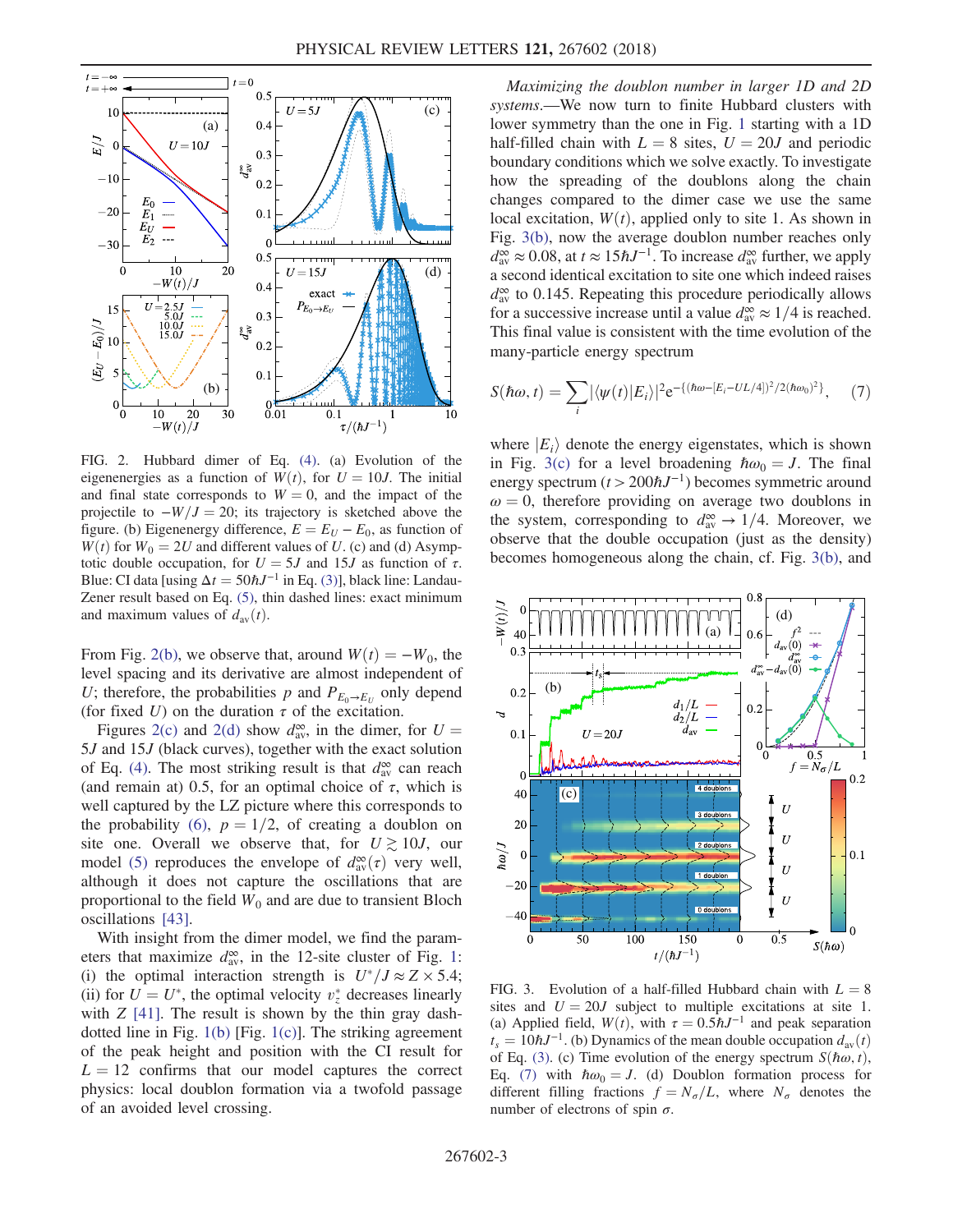FIG. 2. Hubbard dimer of Eq. (4). (a) Evolution of the eigenenergies as a function of $W(t)$, for $U = 10J$. The initial and final state corresponds to $W = 0$, and the impact of the projectile to $-W/J = 20$; its trajectory is sketched above the figure. (b) Eigenenergy difference, $E = E_U - E_0$, as function of $W(t)$ for $W_0 = 2U$ and different values of $U$. (c) and (d) Asymptotic double occupation, for $U = 5J$ and $15J$ as function of $\tau$. Blue: CI data [using $\Delta t = 50\hbar J^{-1}$ in Eq. (3)], black line: Landau-Zener result based on Eq. (5), thin dashed lines: exact minimum and maximum values of $d_{\rm av}(t)$.

From Fig. 2(b), we observe that, around $W(t) = -W_0$, the level spacing and its derivative are almost independent of $U$; therefore, the probabilities $p$ and $P_{E_0 \to E_U}$ only depend (for fixed $U$) on the duration $\tau$ of the excitation.

Figures 2(c) and 2(d) show $d_{\rm av}^\infty$, in the dimer, for $U = 5J$ and $15J$ (black curves), together with the exact solution of Eq. (4). The most striking result is that $d_{\rm av}^\infty$ can reach (and remain at) 0.5, for an optimal choice of $\tau$, which is well captured by the LZ picture where this corresponds to the probability (6), $p = 1/2$, of creating a doublon on site one. Overall we observe that, for $U \gtrsim 10J$, our model (5) reproduces the envelope of $d_{\rm av}^\infty(\tau)$ very well, although it does not capture the oscillations that are proportional to the field $W_0$ and are due to transient Bloch oscillations [43].

With insight from the dimer model, we find the parameters that maximize $d_{\rm av}^\infty$, in the 12-site cluster of Fig. 1: (i) the optimal interaction strength is $U^*/J \approx Z \times 5.4$; (ii) for $U = U^*$, the optimal velocity $v_z^*$ decreases linearly with $Z$ [41]. The result is shown by the thin gray dash-dotted line in Fig. 1(b) [Fig. 1(c)]. The striking agreement of the peak height and position with the CI result for $L = 12$ confirms that our model captures the correct physics: local doublon formation via a twofold passage of an avoided level crossing.

*Maximizing the doublon number in larger 1D and 2D systems.*—We now turn to finite Hubbard clusters with lower symmetry than the one in Fig. 1 starting with a 1D half-filled chain with $L = 8$ sites, $U = 20J$ and periodic boundary conditions which we solve exactly. To investigate how the spreading of the doublons along the chain changes compared to the dimer case we use the same local excitation, $W(t)$, applied only to site 1. As shown in Fig. 3(b), now the average doublon number reaches only $d_{\rm av}^\infty \approx 0.08$, at $t \approx 15\hbar J^{-1}$. To increase $d_{\rm av}^\infty$ further, we apply a second identical excitation to site one which indeed raises $d_{\rm av}^\infty$ to 0.145. Repeating this procedure periodically allows for a successive increase until a value $d_{\rm av}^\infty \approx 1/4$ is reached. This final value is consistent with the time evolution of the many-particle energy spectrum

$$S(\hbar\omega, t) = \sum_i |\langle \psi(t)|E_i\rangle|^2 e^{-\{(\hbar\omega - [E_i - UL/4])^2/2(\hbar\omega_0)^2\}}, \qquad (7)$$

where $|E_i\rangle$ denote the energy eigenstates, which is shown in Fig. 3(c) for a level broadening $\hbar\omega_0 = J$. The final energy spectrum ($t > 200\hbar J^{-1}$) becomes symmetric around $\omega = 0$, therefore providing on average two doublons in the system, corresponding to $d_{\rm av}^\infty \to 1/4$. Moreover, we observe that the double occupation (just as the density) becomes homogeneous along the chain, cf. Fig. 3(b), and

FIG. 3. Evolution of a half-filled Hubbard chain with $L = 8$ sites and $U = 20J$ subject to multiple excitations at site 1. (a) Applied field, $W(t)$, with $\tau = 0.5\hbar J^{-1}$ and peak separation $t_s = 10\hbar J^{-1}$. (b) Dynamics of the mean double occupation $d_{\rm av}(t)$ of Eq. (3). (c) Time evolution of the energy spectrum $S(\hbar\omega, t)$, Eq. (7) with $\hbar\omega_0 = J$. (d) Doublon formation process for different filling fractions $f = N_\sigma/L$, where $N_\sigma$ denotes the number of electrons of spin $\sigma$.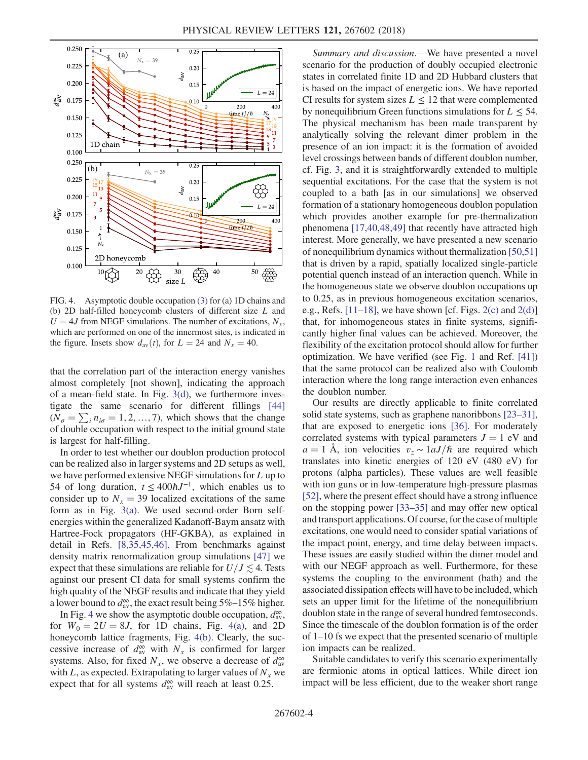FIG. 4. Asymptotic double occupation (3) for (a) 1D chains and (b) 2D half-filled honeycomb clusters of different size $L$ and $U = 4J$ from NEGF simulations. The number of excitations, $N_x$, which are performed on one of the innermost sites, is indicated in the figure. Insets show $d_{\rm av}(t)$, for $L = 24$ and $N_x = 40$.

that the correlation part of the interaction energy vanishes almost completely [not shown], indicating the approach of a mean-field state. In Fig. 3(d), we furthermore investigate the same scenario for different fillings [44] ($N_\sigma = \sum_i n_{i\sigma} = 1, 2, \ldots, 7$), which shows that the change of double occupation with respect to the initial ground state is largest for half-filling.

In order to test whether our doublon production protocol can be realized also in larger systems and 2D setups as well, we have performed extensive NEGF simulations for $L$ up to 54 of long duration, $t \leq 400\hbar J^{-1}$, which enables us to consider up to $N_x = 39$ localized excitations of the same form as in Fig. 3(a). We used second-order Born self-energies within the generalized Kadanoff-Baym ansatz with Hartree-Fock propagators (HF-GKBA), as explained in detail in Refs. [8,35,45,46]. From benchmarks against density matrix renormalization group simulations [47] we expect that these simulations are reliable for $U/J \lesssim 4$. Tests against our present CI data for small systems confirm the high quality of the NEGF results and indicate that they yield a lower bound to $d_{\rm av}^\infty$, the exact result being 5%–15% higher.

In Fig. 4 we show the asymptotic double occupation, $d_{\rm av}^\infty$, for $W_0 = 2U = 8J$, for 1D chains, Fig. 4(a), and 2D honeycomb lattice fragments, Fig. 4(b). Clearly, the successive increase of $d_{\rm av}^\infty$ with $N_x$ is confirmed for larger systems. Also, for fixed $N_x$, we observe a decrease of $d_{\rm av}^\infty$ with $L$, as expected. Extrapolating to larger values of $N_x$ we expect that for all systems $d_{\rm av}^\infty$ will reach at least 0.25.

*Summary and discussion.*—We have presented a novel scenario for the production of doubly occupied electronic states in correlated finite 1D and 2D Hubbard clusters that is based on the impact of energetic ions. We have reported CI results for system sizes $L \leq 12$ that were complemented by nonequilibrium Green functions simulations for $L \leq 54$. The physical mechanism has been made transparent by analytically solving the relevant dimer problem in the presence of an ion impact: it is the formation of avoided level crossings between bands of different doublon number, cf. Fig. 3, and it is straightforwardly extended to multiple sequential excitations. For the case that the system is not coupled to a bath [as in our simulations] we observed formation of a stationary homogeneous doublon population which provides another example for pre-thermalization phenomena [17,40,48,49] that recently have attracted high interest. More generally, we have presented a new scenario of nonequilibrium dynamics without thermalization [50,51] that is driven by a rapid, spatially localized single-particle potential quench instead of an interaction quench. While in the homogeneous state we observe doublon occupations up to 0.25, as in previous homogeneous excitation scenarios, e.g., Refs. [11–18], we have shown [cf. Figs. 2(c) and 2(d)] that, for inhomogeneous states in finite systems, significantly higher final values can be achieved. Moreover, the flexibility of the excitation protocol should allow for further optimization. We have verified (see Fig. 1 and Ref. [41]) that the same protocol can be realized also with Coulomb interaction where the long range interaction even enhances the doublon number.

Our results are directly applicable to finite correlated solid state systems, such as graphene nanoribbons [23–31], that are exposed to energetic ions [36]. For moderately correlated systems with typical parameters $J = 1$ eV and $a = 1$ Å, ion velocities $v_z \sim 1aJ/\hbar$ are required which translates into kinetic energies of 120 eV (480 eV) for protons (alpha particles). These values are well feasible with ion guns or in low-temperature high-pressure plasmas [52], where the present effect should have a strong influence on the stopping power [33–35] and may offer new optical and transport applications. Of course, for the case of multiple excitations, one would need to consider spatial variations of the impact point, energy, and time delay between impacts. These issues are easily studied within the dimer model and with our NEGF approach as well. Furthermore, for these systems the coupling to the environment (bath) and the associated dissipation effects will have to be included, which sets an upper limit for the lifetime of the nonequilibrium doublon state in the range of several hundred femtoseconds. Since the timescale of the doublon formation is of the order of 1–10 fs we expect that the presented scenario of multiple ion impacts can be realized.

Suitable candidates to verify this scenario experimentally are fermionic atoms in optical lattices. While direct ion impact will be less efficient, due to the weaker short range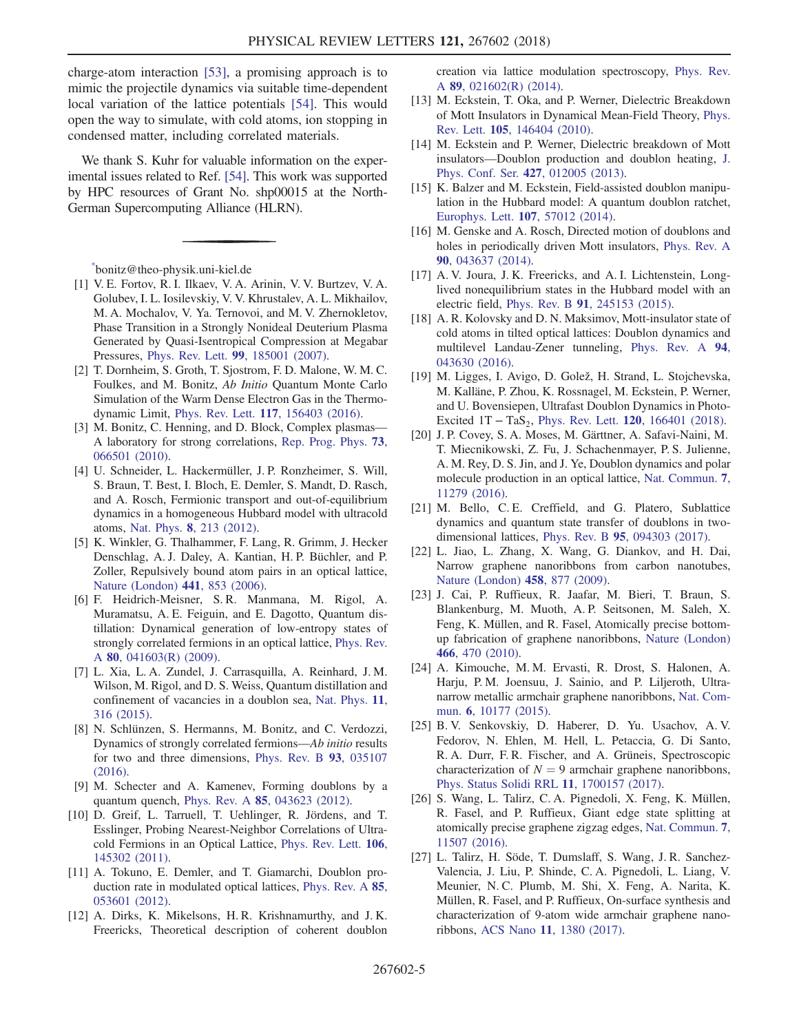charge-atom interaction [53], a promising approach is to mimic the projectile dynamics via suitable time-dependent local variation of the lattice potentials [54]. This would open the way to simulate, with cold atoms, ion stopping in condensed matter, including correlated materials.

We thank S. Kuhr for valuable information on the experimental issues related to Ref. [54]. This work was supported by HPC resources of Grant No. shp00015 at the North-German Supercomputing Alliance (HLRN).

---

[*]bonitz@theo-physik.uni-kiel.de

[1] V. E. Fortov, R. I. Ilkaev, V. A. Arinin, V. V. Burtzev, V. A. Golubev, I. L. Iosilevskiy, V. V. Khrustalev, A. L. Mikhailov, M. A. Mochalov, V. Ya. Ternovoi, and M. V. Zhernokletov, Phase Transition in a Strongly Nonideal Deuterium Plasma Generated by Quasi-Isentropical Compression at Megabar Pressures, Phys. Rev. Lett. **99**, 185001 (2007).

[2] T. Dornheim, S. Groth, T. Sjostrom, F. D. Malone, W. M. C. Foulkes, and M. Bonitz, *Ab Initio* Quantum Monte Carlo Simulation of the Warm Dense Electron Gas in the Thermodynamic Limit, Phys. Rev. Lett. **117**, 156403 (2016).

[3] M. Bonitz, C. Henning, and D. Block, Complex plasmas—A laboratory for strong correlations, Rep. Prog. Phys. **73**, 066501 (2010).

[4] U. Schneider, L. Hackermüller, J. P. Ronzheimer, S. Will, S. Braun, T. Best, I. Bloch, E. Demler, S. Mandt, D. Rasch, and A. Rosch, Fermionic transport and out-of-equilibrium dynamics in a homogeneous Hubbard model with ultracold atoms, Nat. Phys. **8**, 213 (2012).

[5] K. Winkler, G. Thalhammer, F. Lang, R. Grimm, J. Hecker Denschlag, A. J. Daley, A. Kantian, H. P. Büchler, and P. Zoller, Repulsively bound atom pairs in an optical lattice, Nature (London) **441**, 853 (2006).

[6] F. Heidrich-Meisner, S. R. Manmana, M. Rigol, A. Muramatsu, A. E. Feiguin, and E. Dagotto, Quantum distillation: Dynamical generation of low-entropy states of strongly correlated fermions in an optical lattice, Phys. Rev. A **80**, 041603(R) (2009).

[7] L. Xia, L. A. Zundel, J. Carrasquilla, A. Reinhard, J. M. Wilson, M. Rigol, and D. S. Weiss, Quantum distillation and confinement of vacancies in a doublon sea, Nat. Phys. **11**, 316 (2015).

[8] N. Schlünzen, S. Hermanns, M. Bonitz, and C. Verdozzi, Dynamics of strongly correlated fermions—*Ab initio* results for two and three dimensions, Phys. Rev. B **93**, 035107 (2016).

[9] M. Schecter and A. Kamenev, Forming doublons by a quantum quench, Phys. Rev. A **85**, 043623 (2012).

[10] D. Greif, L. Tarruell, T. Uehlinger, R. Jördens, and T. Esslinger, Probing Nearest-Neighbor Correlations of Ultracold Fermions in an Optical Lattice, Phys. Rev. Lett. **106**, 145302 (2011).

[11] A. Tokuno, E. Demler, and T. Giamarchi, Doublon production rate in modulated optical lattices, Phys. Rev. A **85**, 053601 (2012).

[12] A. Dirks, K. Mikelsons, H. R. Krishnamurthy, and J. K. Freericks, Theoretical description of coherent doublon creation via lattice modulation spectroscopy, Phys. Rev. A **89**, 021602(R) (2014).

[13] M. Eckstein, T. Oka, and P. Werner, Dielectric Breakdown of Mott Insulators in Dynamical Mean-Field Theory, Phys. Rev. Lett. **105**, 146404 (2010).

[14] M. Eckstein and P. Werner, Dielectric breakdown of Mott insulators—Doublon production and doublon heating, J. Phys. Conf. Ser. **427**, 012005 (2013).

[15] K. Balzer and M. Eckstein, Field-assisted doublon manipulation in the Hubbard model: A quantum doublon ratchet, Europhys. Lett. **107**, 57012 (2014).

[16] M. Genske and A. Rosch, Directed motion of doublons and holes in periodically driven Mott insulators, Phys. Rev. A **90**, 043637 (2014).

[17] A. V. Joura, J. K. Freericks, and A. I. Lichtenstein, Long-lived nonequilibrium states in the Hubbard model with an electric field, Phys. Rev. B **91**, 245153 (2015).

[18] A. R. Kolovsky and D. N. Maksimov, Mott-insulator state of cold atoms in tilted optical lattices: Doublon dynamics and multilevel Landau-Zener tunneling, Phys. Rev. A **94**, 043630 (2016).

[19] M. Ligges, I. Avigo, D. Golež, H. Strand, L. Stojchevska, M. Kalläne, P. Zhou, K. Rossnagel, M. Eckstein, P. Werner, and U. Bovensiepen, Ultrafast Doublon Dynamics in Photo-Excited 1T $-$ $TaS_2$, Phys. Rev. Lett. **120**, 166401 (2018).

[20] J. P. Covey, S. A. Moses, M. Gärttner, A. Safavi-Naini, M. T. Miecnikowski, Z. Fu, J. Schachenmayer, P. S. Julienne, A. M. Rey, D. S. Jin, and J. Ye, Doublon dynamics and polar molecule production in an optical lattice, Nat. Commun. **7**, 11279 (2016).

[21] M. Bello, C. E. Creffield, and G. Platero, Sublattice dynamics and quantum state transfer of doublons in two-dimensional lattices, Phys. Rev. B **95**, 094303 (2017).

[22] L. Jiao, L. Zhang, X. Wang, G. Diankov, and H. Dai, Narrow graphene nanoribbons from carbon nanotubes, Nature (London) **458**, 877 (2009).

[23] J. Cai, P. Ruffieux, R. Jaafar, M. Bieri, T. Braun, S. Blankenburg, M. Muoth, A. P. Seitsonen, M. Saleh, X. Feng, K. Müllen, and R. Fasel, Atomically precise bottom-up fabrication of graphene nanoribbons, Nature (London) **466**, 470 (2010).

[24] A. Kimouche, M. M. Ervasti, R. Drost, S. Halonen, A. Harju, P. M. Joensuu, J. Sainio, and P. Liljeroth, Ultra-narrow metallic armchair graphene nanoribbons, Nat. Commun. **6**, 10177 (2015).

[25] B. V. Senkovskiy, D. Haberer, D. Yu. Usachov, A. V. Fedorov, N. Ehlen, M. Hell, L. Petaccia, G. Di Santo, R. A. Durr, F. R. Fischer, and A. Grüneis, Spectroscopic characterization of $N = 9$ armchair graphene nanoribbons, Phys. Status Solidi RRL **11**, 1700157 (2017).

[26] S. Wang, L. Talirz, C. A. Pignedoli, X. Feng, K. Müllen, R. Fasel, and P. Ruffieux, Giant edge state splitting at atomically precise graphene zigzag edges, Nat. Commun. **7**, 11507 (2016).

[27] L. Talirz, H. Söde, T. Dumslaff, S. Wang, J. R. Sanchez-Valencia, J. Liu, P. Shinde, C. A. Pignedoli, L. Liang, V. Meunier, N. C. Plumb, M. Shi, X. Feng, A. Narita, K. Müllen, R. Fasel, and P. Ruffieux, On-surface synthesis and characterization of 9-atom wide armchair graphene nanoribbons, ACS Nano **11**, 1380 (2017).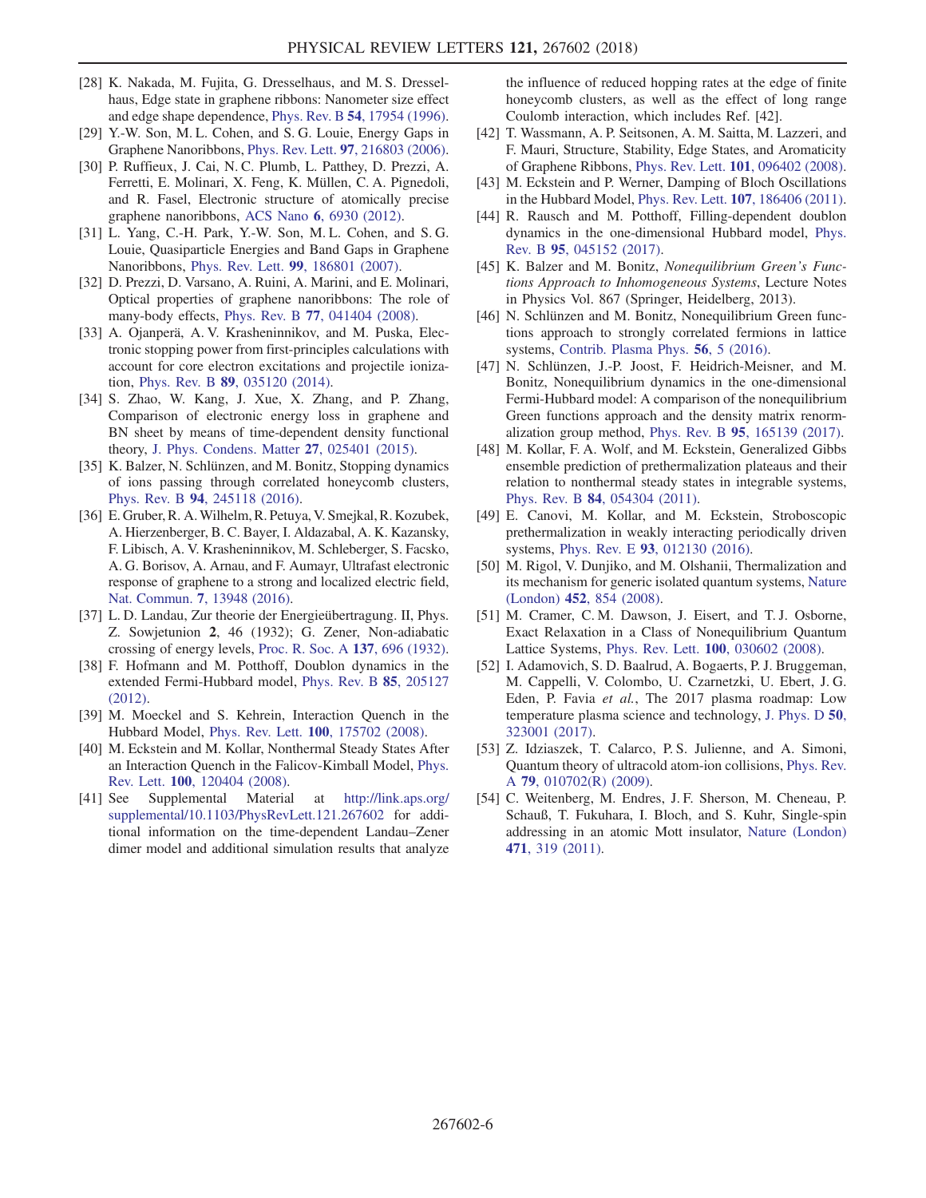[28] K. Nakada, M. Fujita, G. Dresselhaus, and M. S. Dresselhaus, Edge state in graphene ribbons: Nanometer size effect and edge shape dependence, Phys. Rev. B **54**, 17954 (1996).

[29] Y.-W. Son, M. L. Cohen, and S. G. Louie, Energy Gaps in Graphene Nanoribbons, Phys. Rev. Lett. **97**, 216803 (2006).

[30] P. Ruffieux, J. Cai, N. C. Plumb, L. Patthey, D. Prezzi, A. Ferretti, E. Molinari, X. Feng, K. Müllen, C. A. Pignedoli, and R. Fasel, Electronic structure of atomically precise graphene nanoribbons, ACS Nano **6**, 6930 (2012).

[31] L. Yang, C.-H. Park, Y.-W. Son, M. L. Cohen, and S. G. Louie, Quasiparticle Energies and Band Gaps in Graphene Nanoribbons, Phys. Rev. Lett. **99**, 186801 (2007).

[32] D. Prezzi, D. Varsano, A. Ruini, A. Marini, and E. Molinari, Optical properties of graphene nanoribbons: The role of many-body effects, Phys. Rev. B **77**, 041404 (2008).

[33] A. Ojanperä, A. V. Krasheninnikov, and M. Puska, Electronic stopping power from first-principles calculations with account for core electron excitations and projectile ionization, Phys. Rev. B **89**, 035120 (2014).

[34] S. Zhao, W. Kang, J. Xue, X. Zhang, and P. Zhang, Comparison of electronic energy loss in graphene and BN sheet by means of time-dependent density functional theory, J. Phys. Condens. Matter **27**, 025401 (2015).

[35] K. Balzer, N. Schlünzen, and M. Bonitz, Stopping dynamics of ions passing through correlated honeycomb clusters, Phys. Rev. B **94**, 245118 (2016).

[36] E. Gruber, R. A. Wilhelm, R. Petuya, V. Smejkal, R. Kozubek, A. Hierzenberger, B. C. Bayer, I. Aldazabal, A. K. Kazansky, F. Libisch, A. V. Krasheninnikov, M. Schleberger, S. Facsko, A. G. Borisov, A. Arnau, and F. Aumayr, Ultrafast electronic response of graphene to a strong and localized electric field, Nat. Commun. **7**, 13948 (2016).

[37] L. D. Landau, Zur theorie der Energieübertragung. II, Phys. Z. Sowjetunion **2**, 46 (1932); G. Zener, Non-adiabatic crossing of energy levels, Proc. R. Soc. A **137**, 696 (1932).

[38] F. Hofmann and M. Potthoff, Doublon dynamics in the extended Fermi-Hubbard model, Phys. Rev. B **85**, 205127 (2012).

[39] M. Moeckel and S. Kehrein, Interaction Quench in the Hubbard Model, Phys. Rev. Lett. **100**, 175702 (2008).

[40] M. Eckstein and M. Kollar, Nonthermal Steady States After an Interaction Quench in the Falicov-Kimball Model, Phys. Rev. Lett. **100**, 120404 (2008).

[41] See Supplemental Material at http://link.aps.org/supplemental/10.1103/PhysRevLett.121.267602 for additional information on the time-dependent Landau–Zener dimer model and additional simulation results that analyze the influence of reduced hopping rates at the edge of finite honeycomb clusters, as well as the effect of long range Coulomb interaction, which includes Ref. [42].

[42] T. Wassmann, A. P. Seitsonen, A. M. Saitta, M. Lazzeri, and F. Mauri, Structure, Stability, Edge States, and Aromaticity of Graphene Ribbons, Phys. Rev. Lett. **101**, 096402 (2008).

[43] M. Eckstein and P. Werner, Damping of Bloch Oscillations in the Hubbard Model, Phys. Rev. Lett. **107**, 186406 (2011).

[44] R. Rausch and M. Potthoff, Filling-dependent doublon dynamics in the one-dimensional Hubbard model, Phys. Rev. B **95**, 045152 (2017).

[45] K. Balzer and M. Bonitz, *Nonequilibrium Green's Functions Approach to Inhomogeneous Systems*, Lecture Notes in Physics Vol. 867 (Springer, Heidelberg, 2013).

[46] N. Schlünzen and M. Bonitz, Nonequilibrium Green functions approach to strongly correlated fermions in lattice systems, Contrib. Plasma Phys. **56**, 5 (2016).

[47] N. Schlünzen, J.-P. Joost, F. Heidrich-Meisner, and M. Bonitz, Nonequilibrium dynamics in the one-dimensional Fermi-Hubbard model: A comparison of the nonequilibrium Green functions approach and the density matrix renormalization group method, Phys. Rev. B **95**, 165139 (2017).

[48] M. Kollar, F. A. Wolf, and M. Eckstein, Generalized Gibbs ensemble prediction of prethermalization plateaus and their relation to nonthermal steady states in integrable systems, Phys. Rev. B **84**, 054304 (2011).

[49] E. Canovi, M. Kollar, and M. Eckstein, Stroboscopic prethermalization in weakly interacting periodically driven systems, Phys. Rev. E **93**, 012130 (2016).

[50] M. Rigol, V. Dunjiko, and M. Olshanii, Thermalization and its mechanism for generic isolated quantum systems, Nature (London) **452**, 854 (2008).

[51] M. Cramer, C. M. Dawson, J. Eisert, and T. J. Osborne, Exact Relaxation in a Class of Nonequilibrium Quantum Lattice Systems, Phys. Rev. Lett. **100**, 030602 (2008).

[52] I. Adamovich, S. D. Baalrud, A. Bogaerts, P. J. Bruggeman, M. Cappelli, V. Colombo, U. Czarnetzki, U. Ebert, J. G. Eden, P. Favia *et al.*, The 2017 plasma roadmap: Low temperature plasma science and technology, J. Phys. D **50**, 323001 (2017).

[53] Z. Idziaszek, T. Calarco, P. S. Julienne, and A. Simoni, Quantum theory of ultracold atom-ion collisions, Phys. Rev. A **79**, 010702(R) (2009).

[54] C. Weitenberg, M. Endres, J. F. Sherson, M. Cheneau, P. Schauß, T. Fukuhara, I. Bloch, and S. Kuhr, Single-spin addressing in an atomic Mott insulator, Nature (London) **471**, 319 (2011).